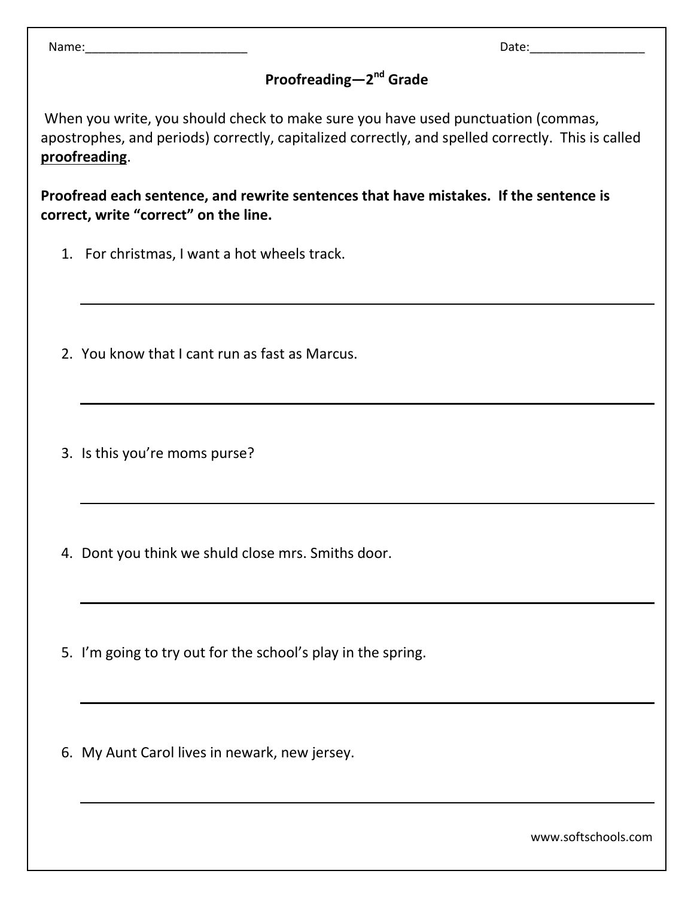Name:_________________________ Date:__________________

# Proofreading—2nd Grade

When you write, you should check to make sure you have used punctuation (commas, apostrophes, and periods) correctly, capitalized correctly, and spelled correctly. This is called **proofreading**.

**Proofread each sentence, and rewrite sentences that have mistakes. If the sentence is correct, write "correct" on the line.**

1. For christmas, I want a hot wheels track.

   ______________________________________________________________

2. You know that I cant run as fast as Marcus.

   ______________________________________________________________

3. Is this you're moms purse?

   ______________________________________________________________

4. Dont you think we shuld close mrs. Smiths door.

   ______________________________________________________________

5. I'm going to try out for the school's play in the spring.

   ______________________________________________________________

6. My Aunt Carol lives in newark, new jersey.

   ______________________________________________________________

www.softschools.com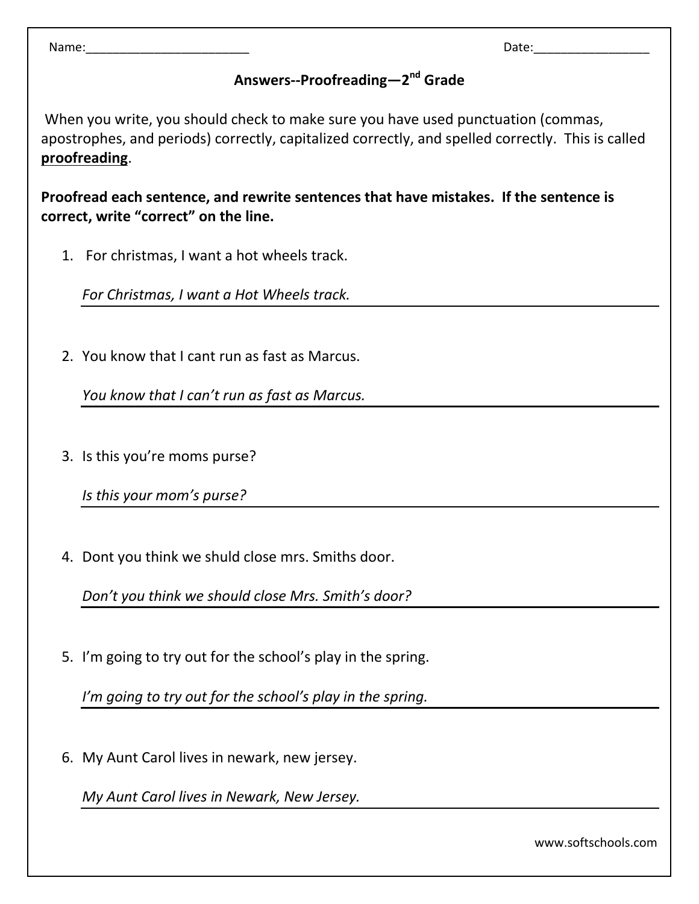Name:________________________ Date:_________________

## Answers--Proofreading—2nd Grade

When you write, you should check to make sure you have used punctuation (commas, apostrophes, and periods) correctly, capitalized correctly, and spelled correctly. This is called **proofreading**.

**Proofread each sentence, and rewrite sentences that have mistakes. If the sentence is correct, write "correct" on the line.**

1. For christmas, I want a hot wheels track.

   *For Christmas, I want a Hot Wheels track.*

2. You know that I cant run as fast as Marcus.

   *You know that I can't run as fast as Marcus.*

3. Is this you're moms purse?

   *Is this your mom's purse?*

4. Dont you think we shuld close mrs. Smiths door.

   *Don't you think we should close Mrs. Smith's door?*

5. I'm going to try out for the school's play in the spring.

   *I'm going to try out for the school's play in the spring.*

6. My Aunt Carol lives in newark, new jersey.

   *My Aunt Carol lives in Newark, New Jersey.*

www.softschools.com